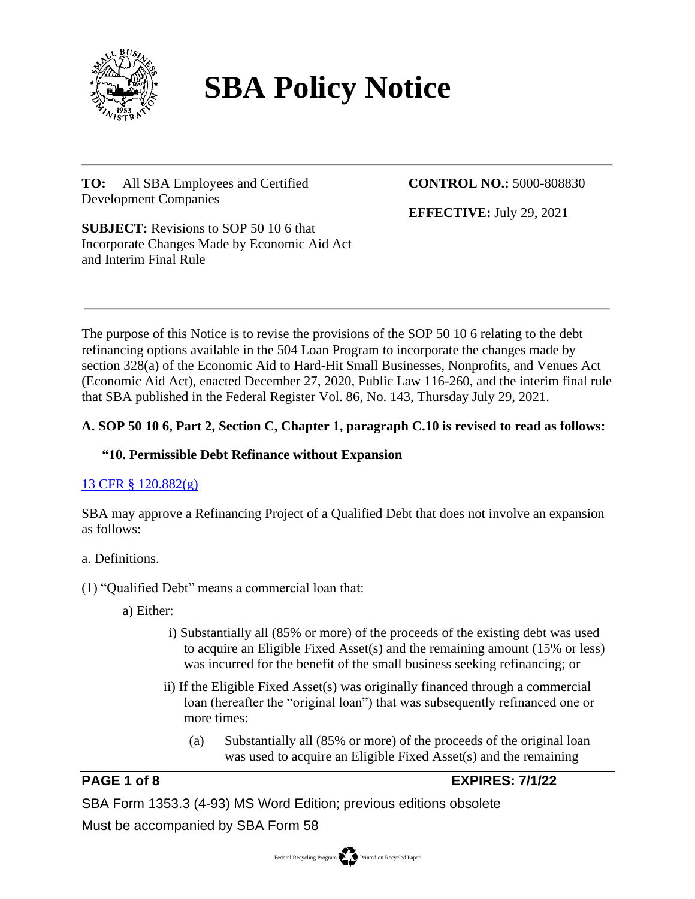# SBA Policy Notice

**TO:** All SBA Employees and Certified Development Companies

**CONTROL NO.:** 5000-808830

**EFFECTIVE:** July 29, 2021

**SUBJECT:** Revisions to SOP 50 10 6 that Incorporate Changes Made by Economic Aid Act and Interim Final Rule

---

The purpose of this Notice is to revise the provisions of the SOP 50 10 6 relating to the debt refinancing options available in the 504 Loan Program to incorporate the changes made by section 328(a) of the Economic Aid to Hard-Hit Small Businesses, Nonprofits, and Venues Act (Economic Aid Act), enacted December 27, 2020, Public Law 116-260, and the interim final rule that SBA published in the Federal Register Vol. 86, No. 143, Thursday July 29, 2021.

**A. SOP 50 10 6, Part 2, Section C, Chapter 1, paragraph C.10 is revised to read as follows:**

**"10. Permissible Debt Refinance without Expansion**

13 CFR § 120.882(g)

SBA may approve a Refinancing Project of a Qualified Debt that does not involve an expansion as follows:

a. Definitions.

(1) "Qualified Debt" means a commercial loan that:

a) Either:

i) Substantially all (85% or more) of the proceeds of the existing debt was used to acquire an Eligible Fixed Asset(s) and the remaining amount (15% or less) was incurred for the benefit of the small business seeking refinancing; or

ii) If the Eligible Fixed Asset(s) was originally financed through a commercial loan (hereafter the "original loan") that was subsequently refinanced one or more times:

(a) Substantially all (85% or more) of the proceeds of the original loan was used to acquire an Eligible Fixed Asset(s) and the remaining

SBA Form 1353.3 (4-93) MS Word Edition; previous editions obsolete

Must be accompanied by SBA Form 58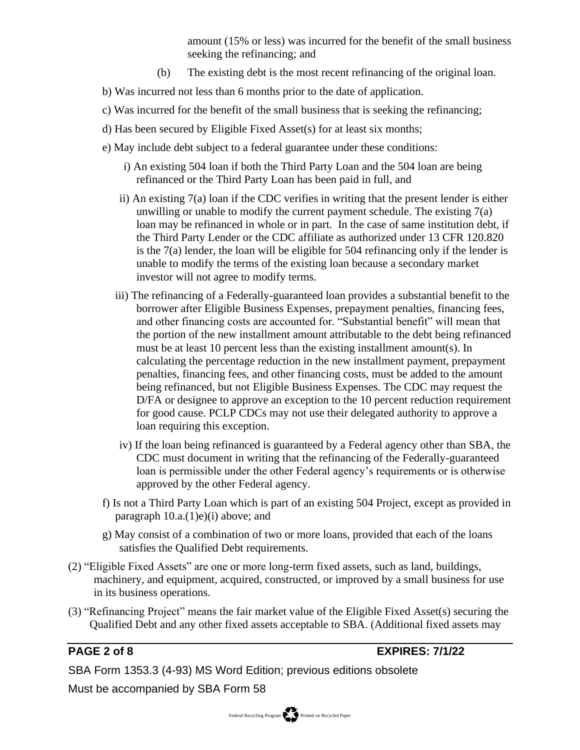amount (15% or less) was incurred for the benefit of the small business seeking the refinancing; and

(b) The existing debt is the most recent refinancing of the original loan.

b) Was incurred not less than 6 months prior to the date of application.

c) Was incurred for the benefit of the small business that is seeking the refinancing;

d) Has been secured by Eligible Fixed Asset(s) for at least six months;

e) May include debt subject to a federal guarantee under these conditions:

i) An existing 504 loan if both the Third Party Loan and the 504 loan are being refinanced or the Third Party Loan has been paid in full, and

ii) An existing 7(a) loan if the CDC verifies in writing that the present lender is either unwilling or unable to modify the current payment schedule. The existing 7(a) loan may be refinanced in whole or in part. In the case of same institution debt, if the Third Party Lender or the CDC affiliate as authorized under 13 CFR 120.820 is the 7(a) lender, the loan will be eligible for 504 refinancing only if the lender is unable to modify the terms of the existing loan because a secondary market investor will not agree to modify terms.

iii) The refinancing of a Federally-guaranteed loan provides a substantial benefit to the borrower after Eligible Business Expenses, prepayment penalties, financing fees, and other financing costs are accounted for. "Substantial benefit" will mean that the portion of the new installment amount attributable to the debt being refinanced must be at least 10 percent less than the existing installment amount(s). In calculating the percentage reduction in the new installment payment, prepayment penalties, financing fees, and other financing costs, must be added to the amount being refinanced, but not Eligible Business Expenses. The CDC may request the D/FA or designee to approve an exception to the 10 percent reduction requirement for good cause. PCLP CDCs may not use their delegated authority to approve a loan requiring this exception.

iv) If the loan being refinanced is guaranteed by a Federal agency other than SBA, the CDC must document in writing that the refinancing of the Federally-guaranteed loan is permissible under the other Federal agency's requirements or is otherwise approved by the other Federal agency.

f) Is not a Third Party Loan which is part of an existing 504 Project, except as provided in paragraph 10.a.(1)e)(i) above; and

g) May consist of a combination of two or more loans, provided that each of the loans satisfies the Qualified Debt requirements.

(2) "Eligible Fixed Assets" are one or more long-term fixed assets, such as land, buildings, machinery, and equipment, acquired, constructed, or improved by a small business for use in its business operations.

(3) "Refinancing Project" means the fair market value of the Eligible Fixed Asset(s) securing the Qualified Debt and any other fixed assets acceptable to SBA. (Additional fixed assets may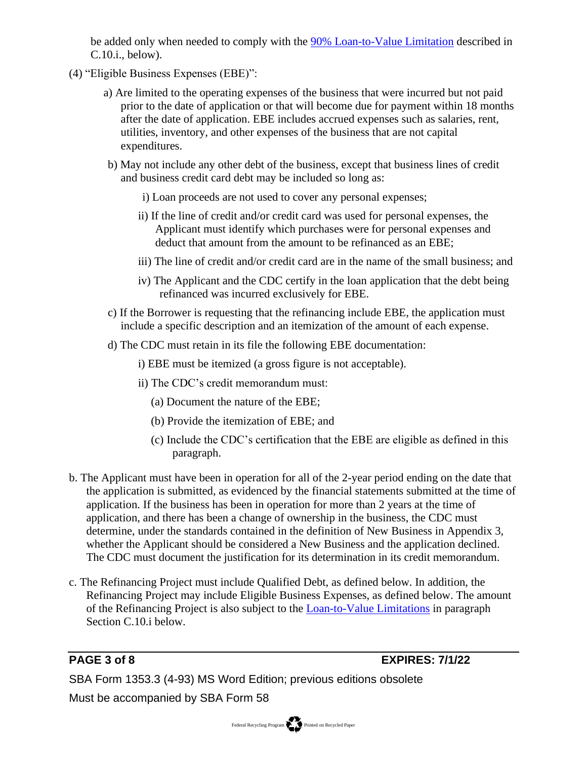be added only when needed to comply with the [90% Loan-to-Value Limitation] described in C.10.i., below).

(4) "Eligible Business Expenses (EBE)":

a) Are limited to the operating expenses of the business that were incurred but not paid prior to the date of application or that will become due for payment within 18 months after the date of application. EBE includes accrued expenses such as salaries, rent, utilities, inventory, and other expenses of the business that are not capital expenditures.

b) May not include any other debt of the business, except that business lines of credit and business credit card debt may be included so long as:

i) Loan proceeds are not used to cover any personal expenses;

ii) If the line of credit and/or credit card was used for personal expenses, the Applicant must identify which purchases were for personal expenses and deduct that amount from the amount to be refinanced as an EBE;

iii) The line of credit and/or credit card are in the name of the small business; and

iv) The Applicant and the CDC certify in the loan application that the debt being refinanced was incurred exclusively for EBE.

c) If the Borrower is requesting that the refinancing include EBE, the application must include a specific description and an itemization of the amount of each expense.

d) The CDC must retain in its file the following EBE documentation:

i) EBE must be itemized (a gross figure is not acceptable).

ii) The CDC's credit memorandum must:

(a) Document the nature of the EBE;

(b) Provide the itemization of EBE; and

(c) Include the CDC's certification that the EBE are eligible as defined in this paragraph.

b. The Applicant must have been in operation for all of the 2-year period ending on the date that the application is submitted, as evidenced by the financial statements submitted at the time of application. If the business has been in operation for more than 2 years at the time of application, and there has been a change of ownership in the business, the CDC must determine, under the standards contained in the definition of New Business in Appendix 3, whether the Applicant should be considered a New Business and the application declined. The CDC must document the justification for its determination in its credit memorandum.

c. The Refinancing Project must include Qualified Debt, as defined below. In addition, the Refinancing Project may include Eligible Business Expenses, as defined below. The amount of the Refinancing Project is also subject to the [Loan-to-Value Limitations] in paragraph Section C.10.i below.

SBA Form 1353.3 (4-93) MS Word Edition; previous editions obsolete

Must be accompanied by SBA Form 58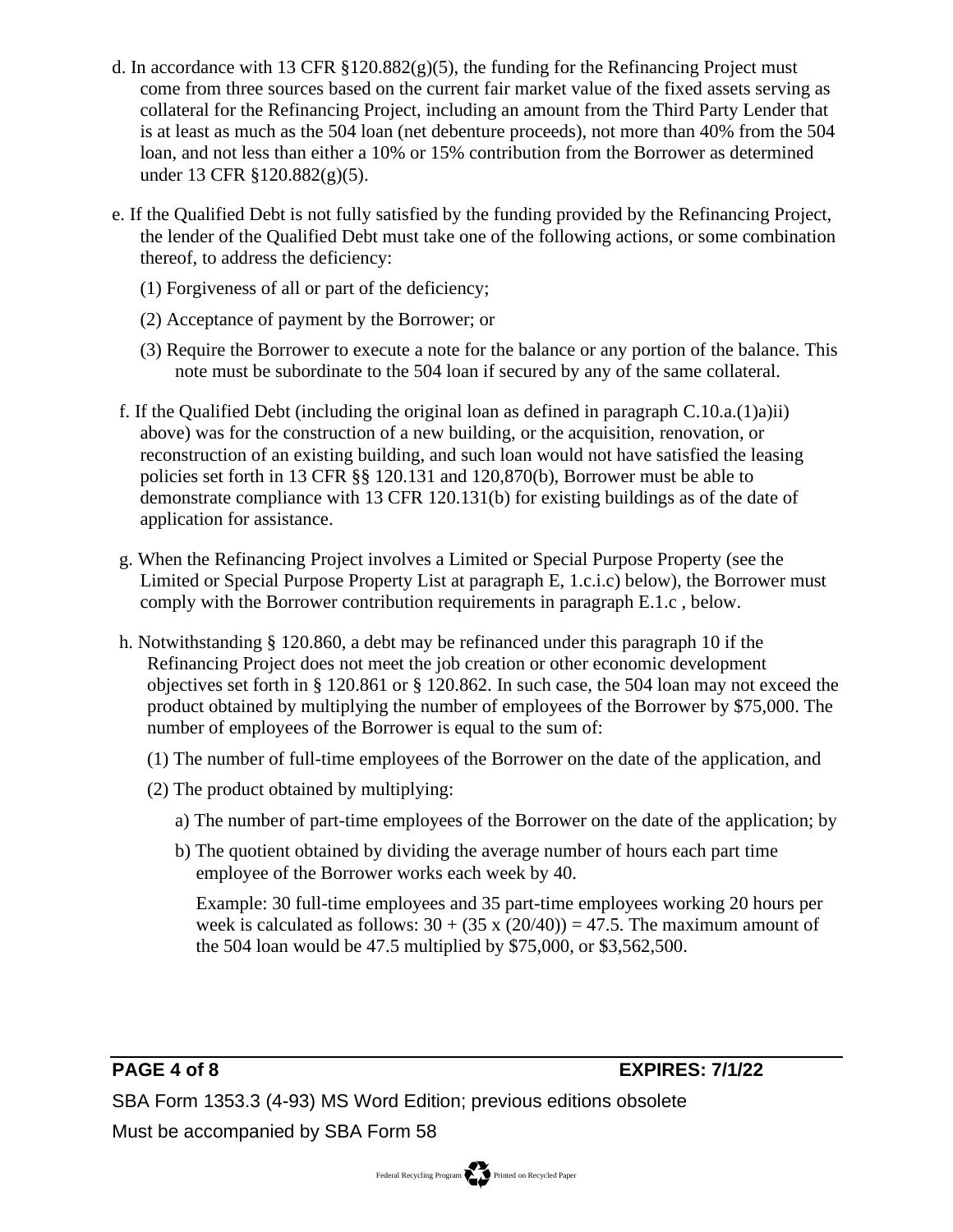d. In accordance with 13 CFR §120.882(g)(5), the funding for the Refinancing Project must come from three sources based on the current fair market value of the fixed assets serving as collateral for the Refinancing Project, including an amount from the Third Party Lender that is at least as much as the 504 loan (net debenture proceeds), not more than 40% from the 504 loan, and not less than either a 10% or 15% contribution from the Borrower as determined under 13 CFR §120.882(g)(5).

e. If the Qualified Debt is not fully satisfied by the funding provided by the Refinancing Project, the lender of the Qualified Debt must take one of the following actions, or some combination thereof, to address the deficiency:

(1) Forgiveness of all or part of the deficiency;

(2) Acceptance of payment by the Borrower; or

(3) Require the Borrower to execute a note for the balance or any portion of the balance. This note must be subordinate to the 504 loan if secured by any of the same collateral.

f. If the Qualified Debt (including the original loan as defined in paragraph C.10.a.(1)a)ii) above) was for the construction of a new building, or the acquisition, renovation, or reconstruction of an existing building, and such loan would not have satisfied the leasing policies set forth in 13 CFR §§ 120.131 and 120,870(b), Borrower must be able to demonstrate compliance with 13 CFR 120.131(b) for existing buildings as of the date of application for assistance.

g. When the Refinancing Project involves a Limited or Special Purpose Property (see the Limited or Special Purpose Property List at paragraph E, 1.c.i.c) below), the Borrower must comply with the Borrower contribution requirements in paragraph E.1.c , below.

h. Notwithstanding § 120.860, a debt may be refinanced under this paragraph 10 if the Refinancing Project does not meet the job creation or other economic development objectives set forth in § 120.861 or § 120.862. In such case, the 504 loan may not exceed the product obtained by multiplying the number of employees of the Borrower by $75,000. The number of employees of the Borrower is equal to the sum of:

(1) The number of full-time employees of the Borrower on the date of the application, and

(2) The product obtained by multiplying:

a) The number of part-time employees of the Borrower on the date of the application; by

b) The quotient obtained by dividing the average number of hours each part time employee of the Borrower works each week by 40.

Example: 30 full-time employees and 35 part-time employees working 20 hours per week is calculated as follows: $30 + (35 \times (20/40)) = 47.5$. The maximum amount of the 504 loan would be 47.5 multiplied by $75,000, or $3,562,500.

SBA Form 1353.3 (4-93) MS Word Edition; previous editions obsolete

Must be accompanied by SBA Form 58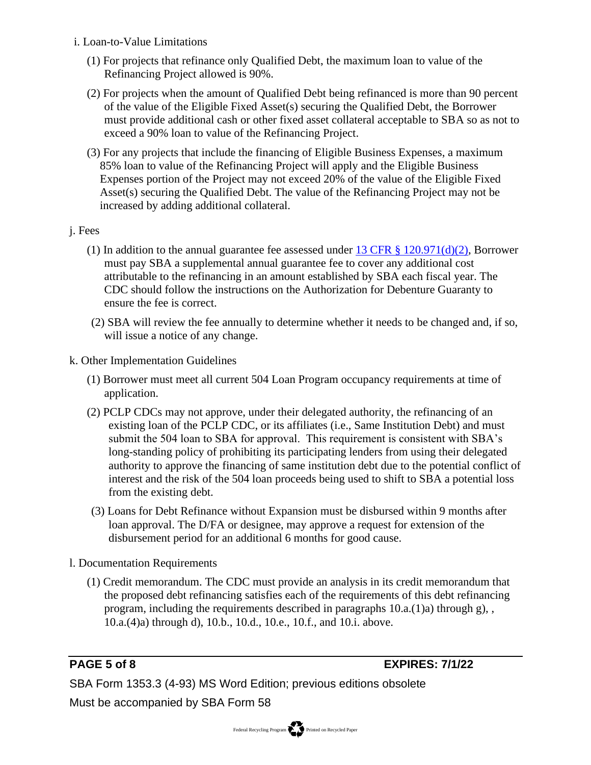i. Loan-to-Value Limitations

(1) For projects that refinance only Qualified Debt, the maximum loan to value of the Refinancing Project allowed is 90%.

(2) For projects when the amount of Qualified Debt being refinanced is more than 90 percent of the value of the Eligible Fixed Asset(s) securing the Qualified Debt, the Borrower must provide additional cash or other fixed asset collateral acceptable to SBA so as not to exceed a 90% loan to value of the Refinancing Project.

(3) For any projects that include the financing of Eligible Business Expenses, a maximum 85% loan to value of the Refinancing Project will apply and the Eligible Business Expenses portion of the Project may not exceed 20% of the value of the Eligible Fixed Asset(s) securing the Qualified Debt. The value of the Refinancing Project may not be increased by adding additional collateral.

j. Fees

(1) In addition to the annual guarantee fee assessed under 13 CFR § 120.971(d)(2), Borrower must pay SBA a supplemental annual guarantee fee to cover any additional cost attributable to the refinancing in an amount established by SBA each fiscal year. The CDC should follow the instructions on the Authorization for Debenture Guaranty to ensure the fee is correct.

(2) SBA will review the fee annually to determine whether it needs to be changed and, if so, will issue a notice of any change.

k. Other Implementation Guidelines

(1) Borrower must meet all current 504 Loan Program occupancy requirements at time of application.

(2) PCLP CDCs may not approve, under their delegated authority, the refinancing of an existing loan of the PCLP CDC, or its affiliates (i.e., Same Institution Debt) and must submit the 504 loan to SBA for approval. This requirement is consistent with SBA's long-standing policy of prohibiting its participating lenders from using their delegated authority to approve the financing of same institution debt due to the potential conflict of interest and the risk of the 504 loan proceeds being used to shift to SBA a potential loss from the existing debt.

(3) Loans for Debt Refinance without Expansion must be disbursed within 9 months after loan approval. The D/FA or designee, may approve a request for extension of the disbursement period for an additional 6 months for good cause.

l. Documentation Requirements

(1) Credit memorandum. The CDC must provide an analysis in its credit memorandum that the proposed debt refinancing satisfies each of the requirements of this debt refinancing program, including the requirements described in paragraphs 10.a.(1)a) through g), , 10.a.(4)a) through d), 10.b., 10.d., 10.e., 10.f., and 10.i. above.

SBA Form 1353.3 (4-93) MS Word Edition; previous editions obsolete

Must be accompanied by SBA Form 58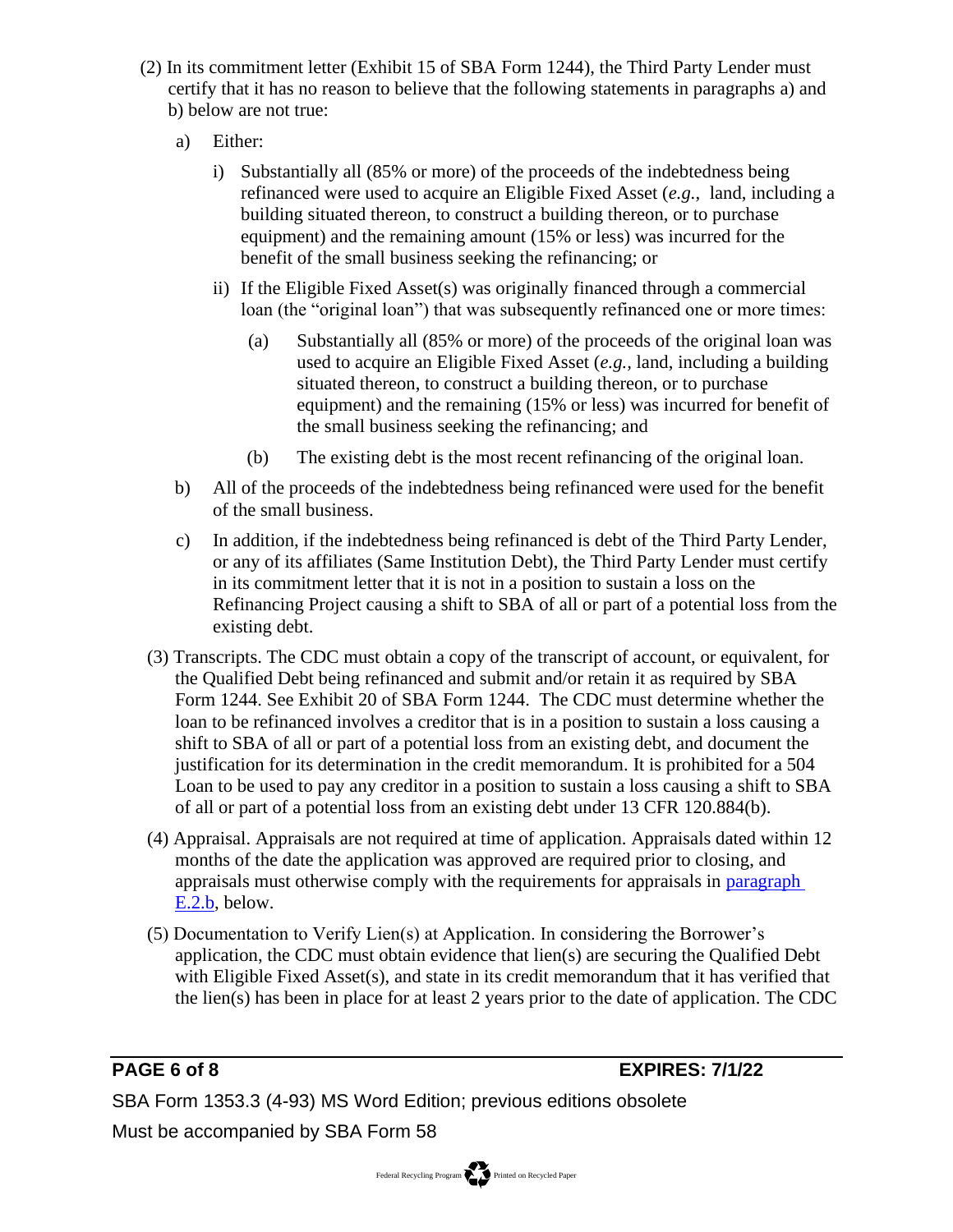(2) In its commitment letter (Exhibit 15 of SBA Form 1244), the Third Party Lender must certify that it has no reason to believe that the following statements in paragraphs a) and b) below are not true:

a) Either:

i) Substantially all (85% or more) of the proceeds of the indebtedness being refinanced were used to acquire an Eligible Fixed Asset (*e.g.,* land, including a building situated thereon, to construct a building thereon, or to purchase equipment) and the remaining amount (15% or less) was incurred for the benefit of the small business seeking the refinancing; or

ii) If the Eligible Fixed Asset(s) was originally financed through a commercial loan (the "original loan") that was subsequently refinanced one or more times:

(a) Substantially all (85% or more) of the proceeds of the original loan was used to acquire an Eligible Fixed Asset (*e.g.,* land, including a building situated thereon, to construct a building thereon, or to purchase equipment) and the remaining (15% or less) was incurred for benefit of the small business seeking the refinancing; and

(b) The existing debt is the most recent refinancing of the original loan.

b) All of the proceeds of the indebtedness being refinanced were used for the benefit of the small business.

c) In addition, if the indebtedness being refinanced is debt of the Third Party Lender, or any of its affiliates (Same Institution Debt), the Third Party Lender must certify in its commitment letter that it is not in a position to sustain a loss on the Refinancing Project causing a shift to SBA of all or part of a potential loss from the existing debt.

(3) Transcripts. The CDC must obtain a copy of the transcript of account, or equivalent, for the Qualified Debt being refinanced and submit and/or retain it as required by SBA Form 1244. See Exhibit 20 of SBA Form 1244. The CDC must determine whether the loan to be refinanced involves a creditor that is in a position to sustain a loss causing a shift to SBA of all or part of a potential loss from an existing debt, and document the justification for its determination in the credit memorandum. It is prohibited for a 504 Loan to be used to pay any creditor in a position to sustain a loss causing a shift to SBA of all or part of a potential loss from an existing debt under 13 CFR 120.884(b).

(4) Appraisal. Appraisals are not required at time of application. Appraisals dated within 12 months of the date the application was approved are required prior to closing, and appraisals must otherwise comply with the requirements for appraisals in paragraph E.2.b, below.

(5) Documentation to Verify Lien(s) at Application. In considering the Borrower's application, the CDC must obtain evidence that lien(s) are securing the Qualified Debt with Eligible Fixed Asset(s), and state in its credit memorandum that it has verified that the lien(s) has been in place for at least 2 years prior to the date of application. The CDC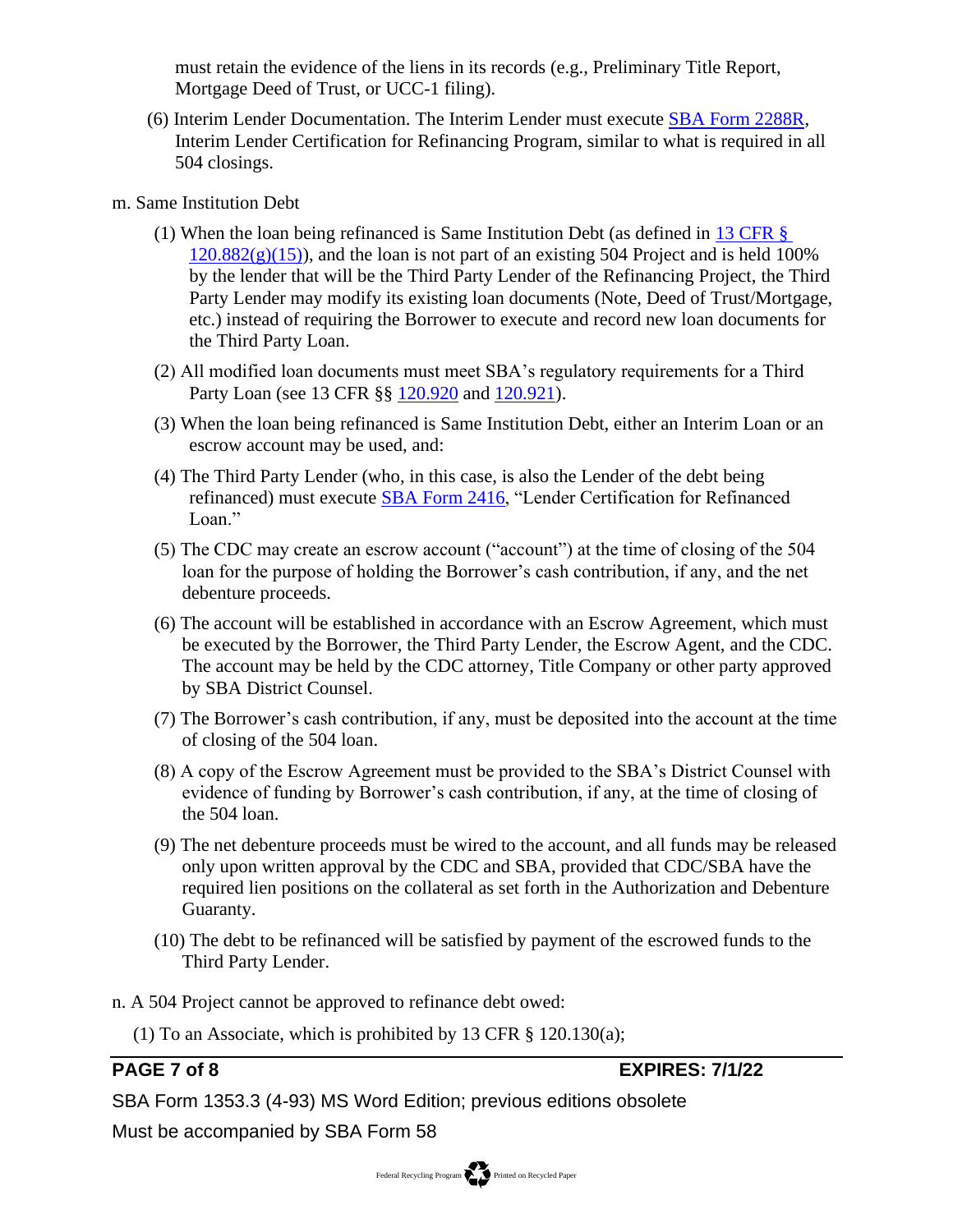must retain the evidence of the liens in its records (e.g., Preliminary Title Report, Mortgage Deed of Trust, or UCC-1 filing).

(6) Interim Lender Documentation. The Interim Lender must execute SBA Form 2288R, Interim Lender Certification for Refinancing Program, similar to what is required in all 504 closings.

m. Same Institution Debt

(1) When the loan being refinanced is Same Institution Debt (as defined in 13 CFR § 120.882(g)(15)), and the loan is not part of an existing 504 Project and is held 100% by the lender that will be the Third Party Lender of the Refinancing Project, the Third Party Lender may modify its existing loan documents (Note, Deed of Trust/Mortgage, etc.) instead of requiring the Borrower to execute and record new loan documents for the Third Party Loan.

(2) All modified loan documents must meet SBA's regulatory requirements for a Third Party Loan (see 13 CFR §§ 120.920 and 120.921).

(3) When the loan being refinanced is Same Institution Debt, either an Interim Loan or an escrow account may be used, and:

(4) The Third Party Lender (who, in this case, is also the Lender of the debt being refinanced) must execute SBA Form 2416, "Lender Certification for Refinanced Loan."

(5) The CDC may create an escrow account ("account") at the time of closing of the 504 loan for the purpose of holding the Borrower's cash contribution, if any, and the net debenture proceeds.

(6) The account will be established in accordance with an Escrow Agreement, which must be executed by the Borrower, the Third Party Lender, the Escrow Agent, and the CDC. The account may be held by the CDC attorney, Title Company or other party approved by SBA District Counsel.

(7) The Borrower's cash contribution, if any, must be deposited into the account at the time of closing of the 504 loan.

(8) A copy of the Escrow Agreement must be provided to the SBA's District Counsel with evidence of funding by Borrower's cash contribution, if any, at the time of closing of the 504 loan.

(9) The net debenture proceeds must be wired to the account, and all funds may be released only upon written approval by the CDC and SBA, provided that CDC/SBA have the required lien positions on the collateral as set forth in the Authorization and Debenture Guaranty.

(10) The debt to be refinanced will be satisfied by payment of the escrowed funds to the Third Party Lender.

n. A 504 Project cannot be approved to refinance debt owed:

(1) To an Associate, which is prohibited by 13 CFR § 120.130(a);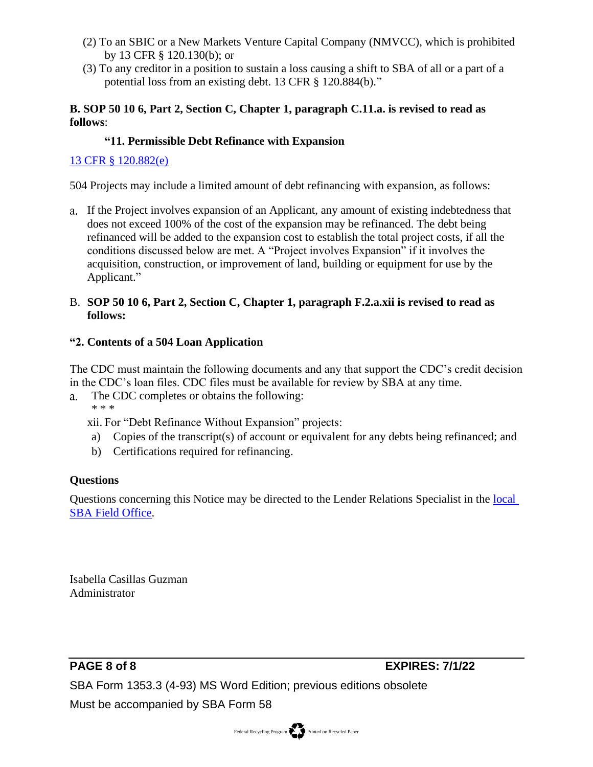(2) To an SBIC or a New Markets Venture Capital Company (NMVCC), which is prohibited by 13 CFR § 120.130(b); or

(3) To any creditor in a position to sustain a loss causing a shift to SBA of all or a part of a potential loss from an existing debt. 13 CFR § 120.884(b)."

**B. SOP 50 10 6, Part 2, Section C, Chapter 1, paragraph C.11.a. is revised to read as follows**:

**"11. Permissible Debt Refinance with Expansion**

13 CFR § 120.882(e)

504 Projects may include a limited amount of debt refinancing with expansion, as follows:

a. If the Project involves expansion of an Applicant, any amount of existing indebtedness that does not exceed 100% of the cost of the expansion may be refinanced. The debt being refinanced will be added to the expansion cost to establish the total project costs, if all the conditions discussed below are met. A "Project involves Expansion" if it involves the acquisition, construction, or improvement of land, building or equipment for use by the Applicant."

B. **SOP 50 10 6, Part 2, Section C, Chapter 1, paragraph F.2.a.xii is revised to read as follows:**

**"2. Contents of a 504 Loan Application**

The CDC must maintain the following documents and any that support the CDC's credit decision in the CDC's loan files. CDC files must be available for review by SBA at any time.

a. The CDC completes or obtains the following:

\* \* \*

xii. For "Debt Refinance Without Expansion" projects:

a) Copies of the transcript(s) of account or equivalent for any debts being refinanced; and

b) Certifications required for refinancing.

**Questions**

Questions concerning this Notice may be directed to the Lender Relations Specialist in the local SBA Field Office.

Isabella Casillas Guzman
Administrator

**EXPIRES: 7/1/22**

SBA Form 1353.3 (4-93) MS Word Edition; previous editions obsolete

Must be accompanied by SBA Form 58